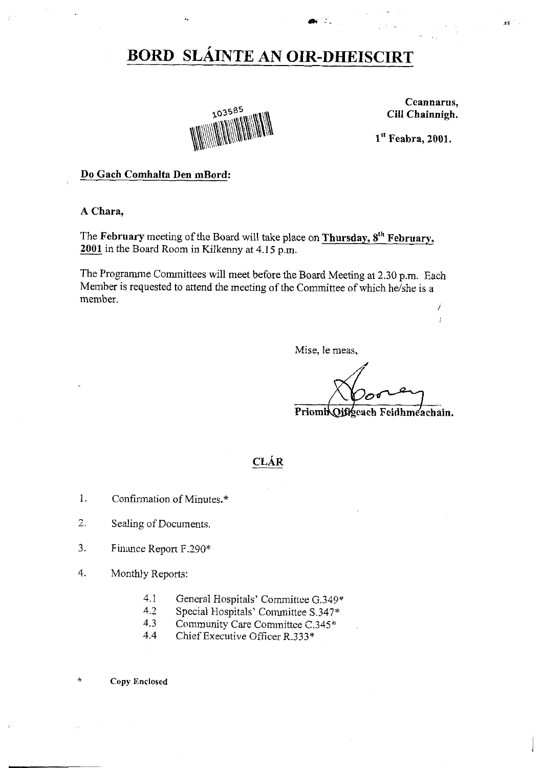# BORD SLÁINTE AN OIR-DHEISCIRT

103585

Ceannarus,
Cill Chainnigh.

1st Feabra, 2001.

**Do Gach Comhalta Den mBord:**

**A Chara,**

The **February** meeting of the Board will take place on **Thursday, 8th February, 2001** in the Board Room in Kilkenny at 4.15 p.m.

The Programme Committees will meet before the Board Meeting at 2.30 p.m. Each Member is requested to attend the meeting of the Committee of which he/she is a member.

Mise, le meas,

Priomh Oifigeach Feidhmeachain.

## CLÁR

1. Confirmation of Minutes.*
2. Sealing of Documents.
3. Finance Report F.290*
4. Monthly Reports:
   - 4.1 General Hospitals' Committee G.349*
   - 4.2 Special Hospitals' Committee S.347*
   - 4.3 Community Care Committee C.345*
   - 4.4 Chief Executive Officer R.333*

\* **Copy Enclosed**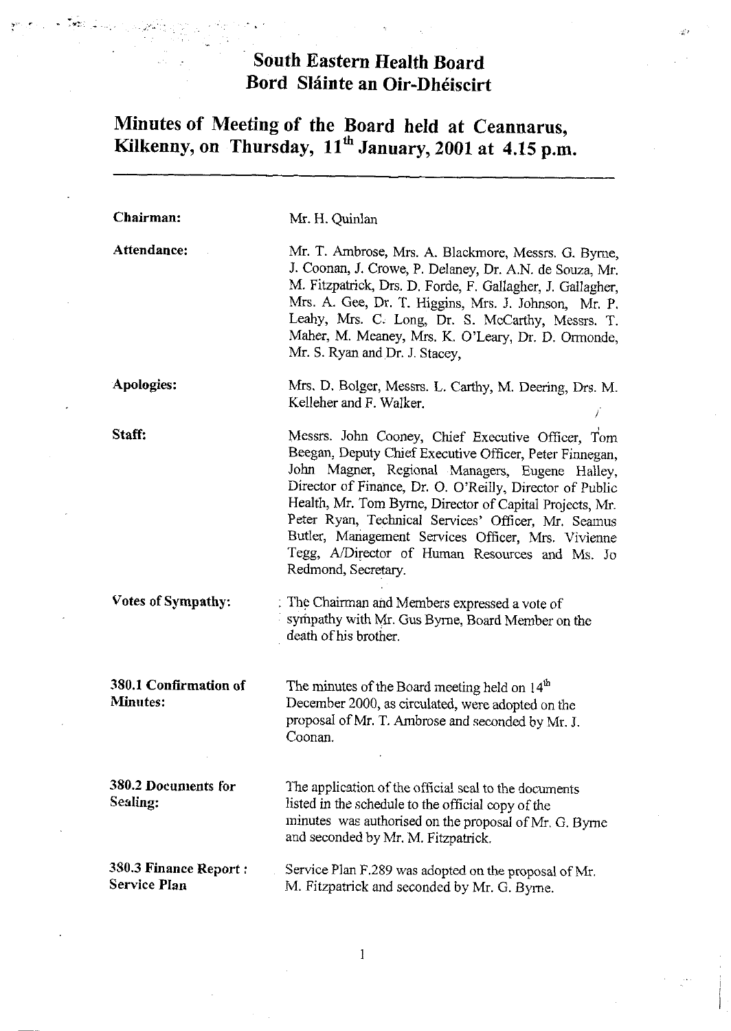# South Eastern Health Board
# Bord Sláinte an Oir-Dhéiscirt

## Minutes of Meeting of the Board held at Ceannarus, Kilkenny, on Thursday, 11th January, 2001 at 4.15 p.m.

---

**Chairman:** Mr. H. Quinlan

**Attendance:** Mr. T. Ambrose, Mrs. A. Blackmore, Messrs. G. Byrne, J. Coonan, J. Crowe, P. Delaney, Dr. A.N. de Souza, Mr. M. Fitzpatrick, Drs. D. Forde, F. Gallagher, J. Gallagher, Mrs. A. Gee, Dr. T. Higgins, Mrs. J. Johnson, Mr. P. Leahy, Mrs. C. Long, Dr. S. McCarthy, Messrs. T. Maher, M. Meaney, Mrs. K. O'Leary, Dr. D. Ormonde, Mr. S. Ryan and Dr. J. Stacey,

**Apologies:** Mrs. D. Bolger, Messrs. L. Carthy, M. Deering, Drs. M. Kelleher and F. Walker.

**Staff:** Messrs. John Cooney, Chief Executive Officer, Tom Beegan, Deputy Chief Executive Officer, Peter Finnegan, John Magner, Regional Managers, Eugene Halley, Director of Finance, Dr. O. O'Reilly, Director of Public Health, Mr. Tom Byrne, Director of Capital Projects, Mr. Peter Ryan, Technical Services' Officer, Mr. Seamus Butler, Management Services Officer, Mrs. Vivienne Tegg, A/Director of Human Resources and Ms. Jo Redmond, Secretary.

**Votes of Sympathy:** The Chairman and Members expressed a vote of sympathy with Mr. Gus Byrne, Board Member on the death of his brother.

**380.1 Confirmation of Minutes:** The minutes of the Board meeting held on 14th December 2000, as circulated, were adopted on the proposal of Mr. T. Ambrose and seconded by Mr. J. Coonan.

**380.2 Documents for Sealing:** The application of the official seal to the documents listed in the schedule to the official copy of the minutes was authorised on the proposal of Mr. G. Byrne and seconded by Mr. M. Fitzpatrick.

**380.3 Finance Report : Service Plan** Service Plan F.289 was adopted on the proposal of Mr. M. Fitzpatrick and seconded by Mr. G. Byrne.